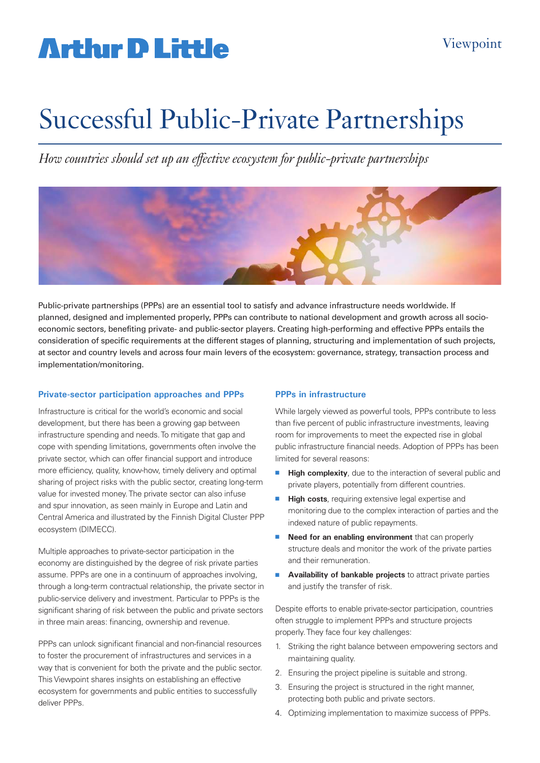Arthur D Little

Viewpoint

# Successful Public-Private Partnerships

*How countries should set up an effective ecosystem for public-private partnerships*

Public-private partnerships (PPPs) are an essential tool to satisfy and advance infrastructure needs worldwide. If planned, designed and implemented properly, PPPs can contribute to national development and growth across all socio-economic sectors, benefiting private- and public-sector players. Creating high-performing and effective PPPs entails the consideration of specific requirements at the different stages of planning, structuring and implementation of such projects, at sector and country levels and across four main levers of the ecosystem: governance, strategy, transaction process and implementation/monitoring.

### Private-sector participation approaches and PPPs

Infrastructure is critical for the world's economic and social development, but there has been a growing gap between infrastructure spending and needs. To mitigate that gap and cope with spending limitations, governments often involve the private sector, which can offer financial support and introduce more efficiency, quality, know-how, timely delivery and optimal sharing of project risks with the public sector, creating long-term value for invested money. The private sector can also infuse and spur innovation, as seen mainly in Europe and Latin and Central America and illustrated by the Finnish Digital Cluster PPP ecosystem (DIMECC).

Multiple approaches to private-sector participation in the economy are distinguished by the degree of risk private parties assume. PPPs are one in a continuum of approaches involving, through a long-term contractual relationship, the private sector in public-service delivery and investment. Particular to PPPs is the significant sharing of risk between the public and private sectors in three main areas: financing, ownership and revenue.

PPPs can unlock significant financial and non-financial resources to foster the procurement of infrastructures and services in a way that is convenient for both the private and the public sector. This Viewpoint shares insights on establishing an effective ecosystem for governments and public entities to successfully deliver PPPs.

### PPPs in infrastructure

While largely viewed as powerful tools, PPPs contribute to less than five percent of public infrastructure investments, leaving room for improvements to meet the expected rise in global public infrastructure financial needs. Adoption of PPPs has been limited for several reasons:

- **High complexity**, due to the interaction of several public and private players, potentially from different countries.
- **High costs**, requiring extensive legal expertise and monitoring due to the complex interaction of parties and the indexed nature of public repayments.
- **Need for an enabling environment** that can properly structure deals and monitor the work of the private parties and their remuneration.
- **Availability of bankable projects** to attract private parties and justify the transfer of risk.

Despite efforts to enable private-sector participation, countries often struggle to implement PPPs and structure projects properly. They face four key challenges:

1. Striking the right balance between empowering sectors and maintaining quality.
2. Ensuring the project pipeline is suitable and strong.
3. Ensuring the project is structured in the right manner, protecting both public and private sectors.
4. Optimizing implementation to maximize success of PPPs.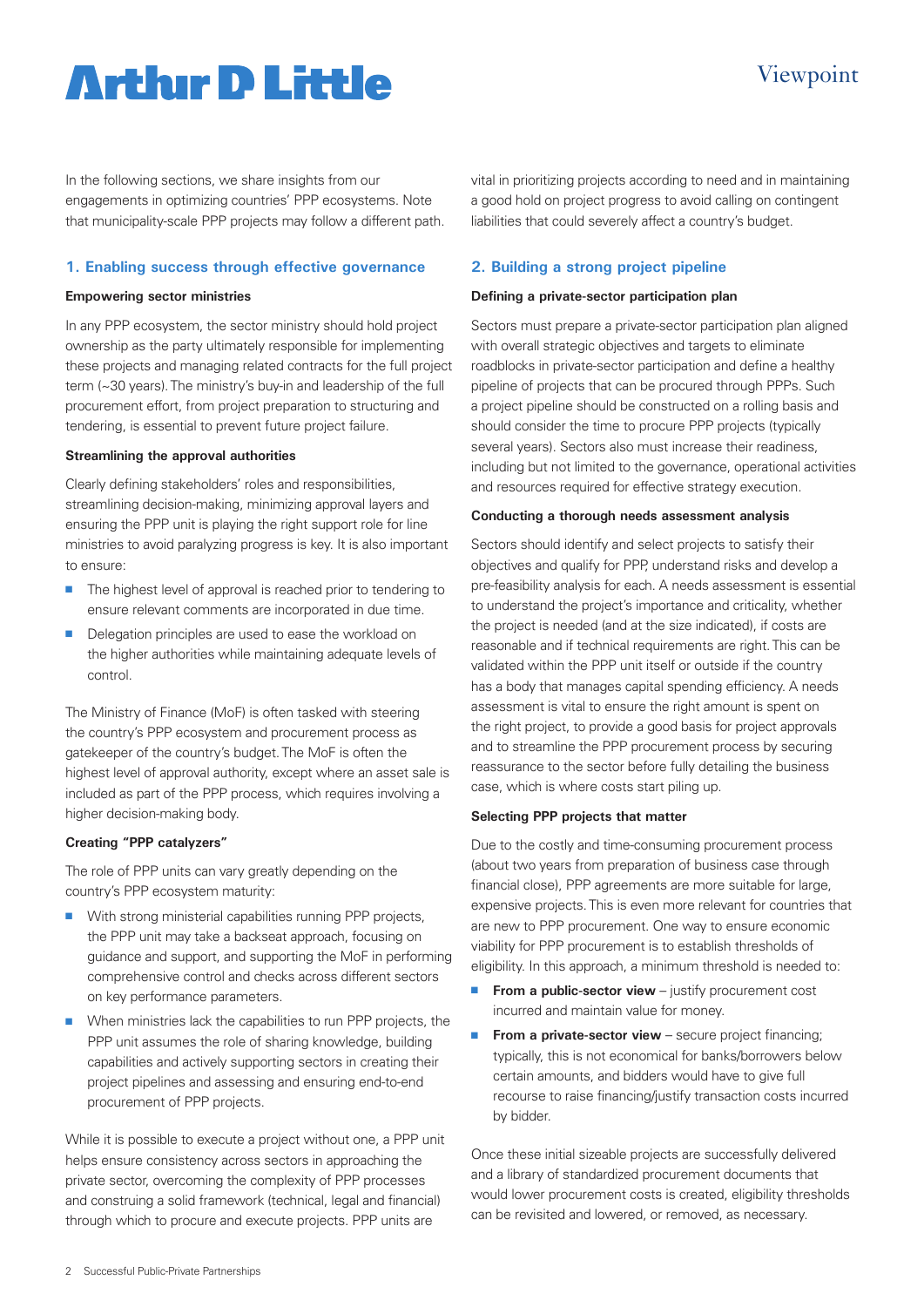In the following sections, we share insights from our engagements in optimizing countries' PPP ecosystems. Note that municipality-scale PPP projects may follow a different path.

## 1. Enabling success through effective governance

**Empowering sector ministries**

In any PPP ecosystem, the sector ministry should hold project ownership as the party ultimately responsible for implementing these projects and managing related contracts for the full project term (~30 years). The ministry's buy-in and leadership of the full procurement effort, from project preparation to structuring and tendering, is essential to prevent future project failure.

**Streamlining the approval authorities**

Clearly defining stakeholders' roles and responsibilities, streamlining decision-making, minimizing approval layers and ensuring the PPP unit is playing the right support role for line ministries to avoid paralyzing progress is key. It is also important to ensure:

- The highest level of approval is reached prior to tendering to ensure relevant comments are incorporated in due time.
- Delegation principles are used to ease the workload on the higher authorities while maintaining adequate levels of control.

The Ministry of Finance (MoF) is often tasked with steering the country's PPP ecosystem and procurement process as gatekeeper of the country's budget. The MoF is often the highest level of approval authority, except where an asset sale is included as part of the PPP process, which requires involving a higher decision-making body.

**Creating "PPP catalyzers"**

The role of PPP units can vary greatly depending on the country's PPP ecosystem maturity:

- With strong ministerial capabilities running PPP projects, the PPP unit may take a backseat approach, focusing on guidance and support, and supporting the MoF in performing comprehensive control and checks across different sectors on key performance parameters.
- When ministries lack the capabilities to run PPP projects, the PPP unit assumes the role of sharing knowledge, building capabilities and actively supporting sectors in creating their project pipelines and assessing and ensuring end-to-end procurement of PPP projects.

While it is possible to execute a project without one, a PPP unit helps ensure consistency across sectors in approaching the private sector, overcoming the complexity of PPP processes and construing a solid framework (technical, legal and financial) through which to procure and execute projects. PPP units are vital in prioritizing projects according to need and in maintaining a good hold on project progress to avoid calling on contingent liabilities that could severely affect a country's budget.

## 2. Building a strong project pipeline

**Defining a private-sector participation plan**

Sectors must prepare a private-sector participation plan aligned with overall strategic objectives and targets to eliminate roadblocks in private-sector participation and define a healthy pipeline of projects that can be procured through PPPs. Such a project pipeline should be constructed on a rolling basis and should consider the time to procure PPP projects (typically several years). Sectors also must increase their readiness, including but not limited to the governance, operational activities and resources required for effective strategy execution.

**Conducting a thorough needs assessment analysis**

Sectors should identify and select projects to satisfy their objectives and qualify for PPP, understand risks and develop a pre-feasibility analysis for each. A needs assessment is essential to understand the project's importance and criticality, whether the project is needed (and at the size indicated), if costs are reasonable and if technical requirements are right. This can be validated within the PPP unit itself or outside if the country has a body that manages capital spending efficiency. A needs assessment is vital to ensure the right amount is spent on the right project, to provide a good basis for project approvals and to streamline the PPP procurement process by securing reassurance to the sector before fully detailing the business case, which is where costs start piling up.

**Selecting PPP projects that matter**

Due to the costly and time-consuming procurement process (about two years from preparation of business case through financial close), PPP agreements are more suitable for large, expensive projects. This is even more relevant for countries that are new to PPP procurement. One way to ensure economic viability for PPP procurement is to establish thresholds of eligibility. In this approach, a minimum threshold is needed to:

- **From a public-sector view** – justify procurement cost incurred and maintain value for money.
- **From a private-sector view** – secure project financing; typically, this is not economical for banks/borrowers below certain amounts, and bidders would have to give full recourse to raise financing/justify transaction costs incurred by bidder.

Once these initial sizeable projects are successfully delivered and a library of standardized procurement documents that would lower procurement costs is created, eligibility thresholds can be revisited and lowered, or removed, as necessary.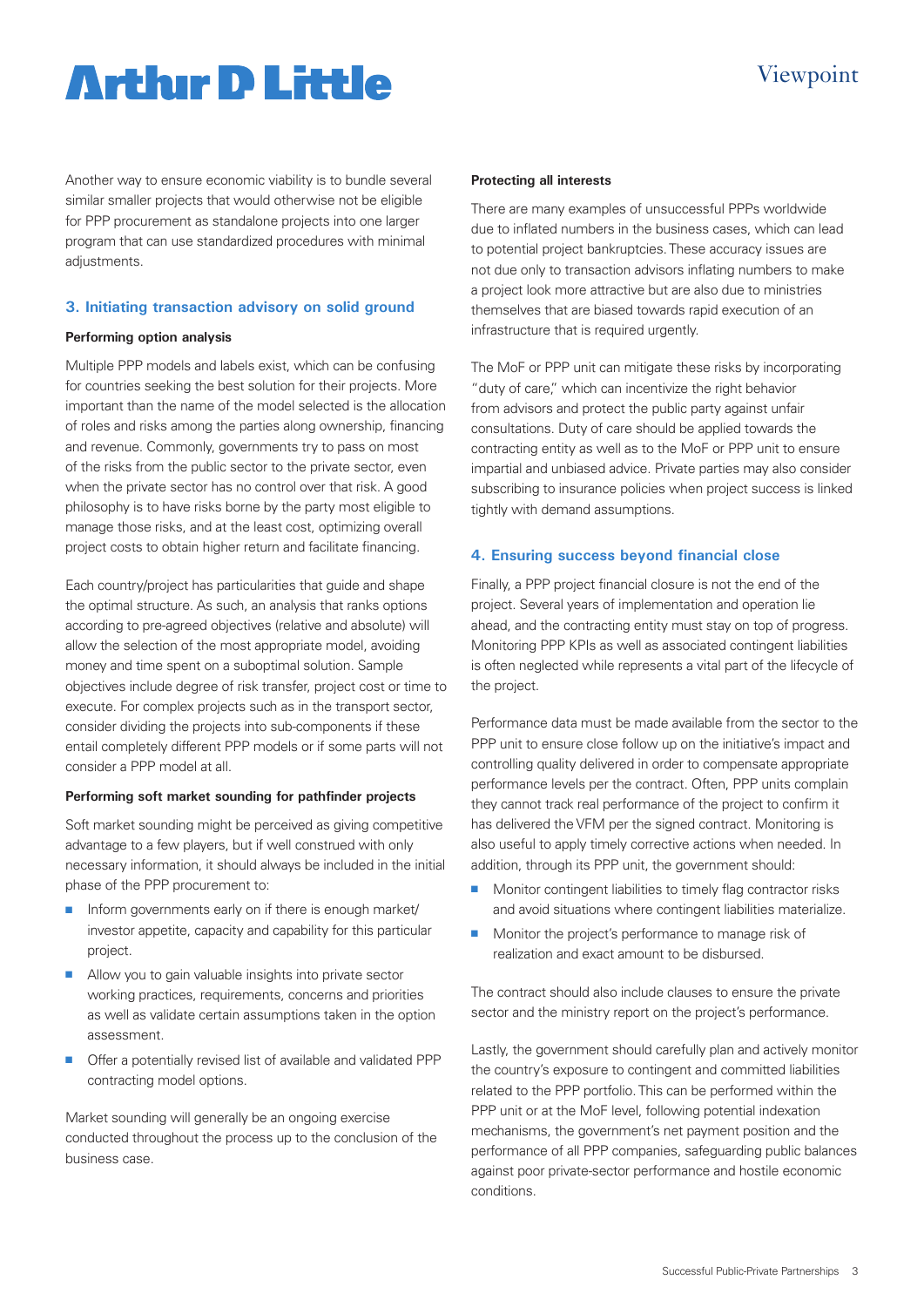Another way to ensure economic viability is to bundle several similar smaller projects that would otherwise not be eligible for PPP procurement as standalone projects into one larger program that can use standardized procedures with minimal adjustments.

## 3. Initiating transaction advisory on solid ground

### Performing option analysis

Multiple PPP models and labels exist, which can be confusing for countries seeking the best solution for their projects. More important than the name of the model selected is the allocation of roles and risks among the parties along ownership, financing and revenue. Commonly, governments try to pass on most of the risks from the public sector to the private sector, even when the private sector has no control over that risk. A good philosophy is to have risks borne by the party most eligible to manage those risks, and at the least cost, optimizing overall project costs to obtain higher return and facilitate financing.

Each country/project has particularities that guide and shape the optimal structure. As such, an analysis that ranks options according to pre-agreed objectives (relative and absolute) will allow the selection of the most appropriate model, avoiding money and time spent on a suboptimal solution. Sample objectives include degree of risk transfer, project cost or time to execute. For complex projects such as in the transport sector, consider dividing the projects into sub-components if these entail completely different PPP models or if some parts will not consider a PPP model at all.

### Performing soft market sounding for pathfinder projects

Soft market sounding might be perceived as giving competitive advantage to a few players, but if well construed with only necessary information, it should always be included in the initial phase of the PPP procurement to:

- Inform governments early on if there is enough market/investor appetite, capacity and capability for this particular project.
- Allow you to gain valuable insights into private sector working practices, requirements, concerns and priorities as well as validate certain assumptions taken in the option assessment.
- Offer a potentially revised list of available and validated PPP contracting model options.

Market sounding will generally be an ongoing exercise conducted throughout the process up to the conclusion of the business case.

### Protecting all interests

There are many examples of unsuccessful PPPs worldwide due to inflated numbers in the business cases, which can lead to potential project bankruptcies. These accuracy issues are not due only to transaction advisors inflating numbers to make a project look more attractive but are also due to ministries themselves that are biased towards rapid execution of an infrastructure that is required urgently.

The MoF or PPP unit can mitigate these risks by incorporating "duty of care," which can incentivize the right behavior from advisors and protect the public party against unfair consultations. Duty of care should be applied towards the contracting entity as well as to the MoF or PPP unit to ensure impartial and unbiased advice. Private parties may also consider subscribing to insurance policies when project success is linked tightly with demand assumptions.

## 4. Ensuring success beyond financial close

Finally, a PPP project financial closure is not the end of the project. Several years of implementation and operation lie ahead, and the contracting entity must stay on top of progress. Monitoring PPP KPIs as well as associated contingent liabilities is often neglected while represents a vital part of the lifecycle of the project.

Performance data must be made available from the sector to the PPP unit to ensure close follow up on the initiative's impact and controlling quality delivered in order to compensate appropriate performance levels per the contract. Often, PPP units complain they cannot track real performance of the project to confirm it has delivered the VFM per the signed contract. Monitoring is also useful to apply timely corrective actions when needed. In addition, through its PPP unit, the government should:

- Monitor contingent liabilities to timely flag contractor risks and avoid situations where contingent liabilities materialize.
- Monitor the project's performance to manage risk of realization and exact amount to be disbursed.

The contract should also include clauses to ensure the private sector and the ministry report on the project's performance.

Lastly, the government should carefully plan and actively monitor the country's exposure to contingent and committed liabilities related to the PPP portfolio. This can be performed within the PPP unit or at the MoF level, following potential indexation mechanisms, the government's net payment position and the performance of all PPP companies, safeguarding public balances against poor private-sector performance and hostile economic conditions.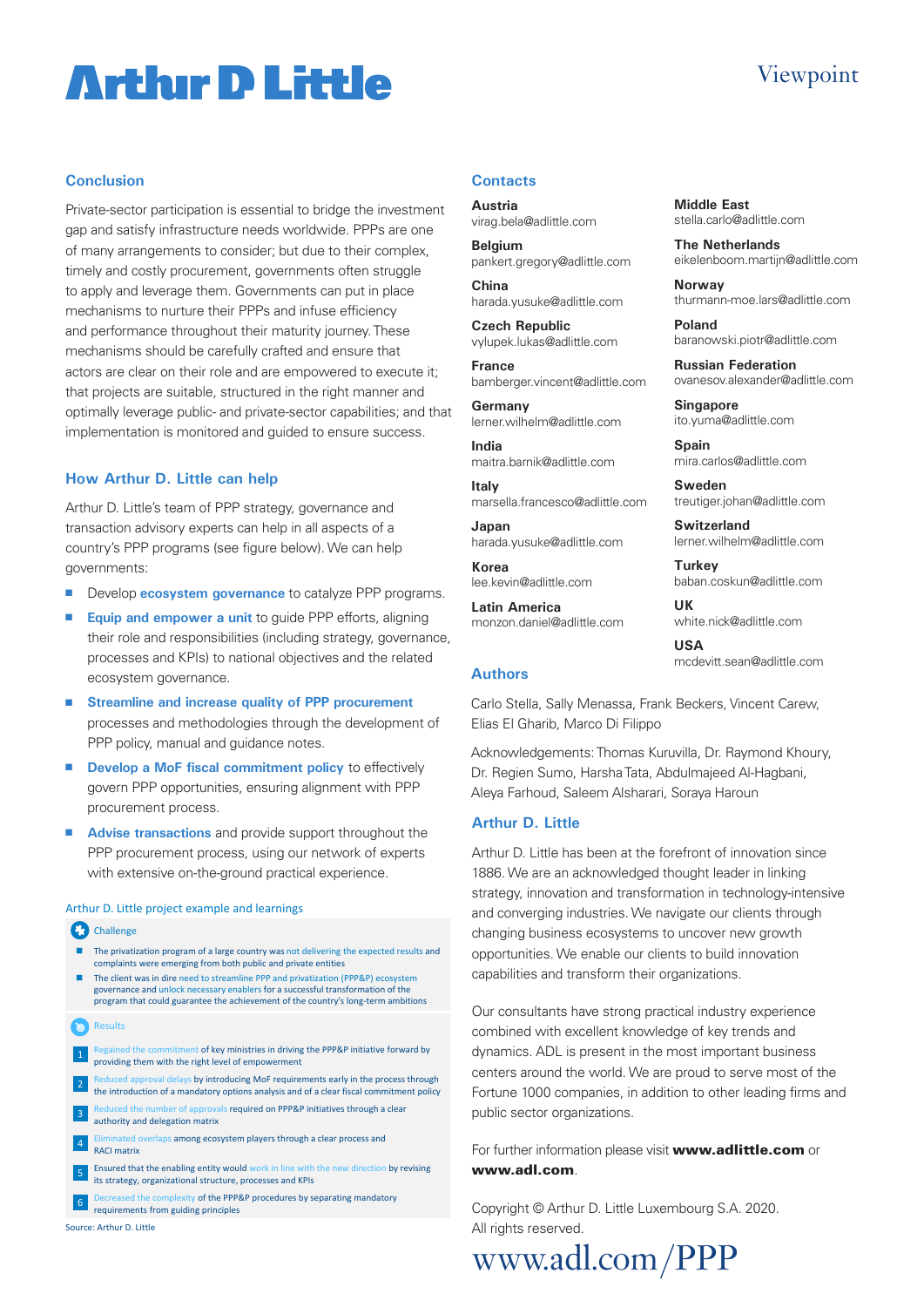## Conclusion

Private-sector participation is essential to bridge the investment gap and satisfy infrastructure needs worldwide. PPPs are one of many arrangements to consider; but due to their complex, timely and costly procurement, governments often struggle to apply and leverage them. Governments can put in place mechanisms to nurture their PPPs and infuse efficiency and performance throughout their maturity journey. These mechanisms should be carefully crafted and ensure that actors are clear on their role and are empowered to execute it; that projects are suitable, structured in the right manner and optimally leverage public- and private-sector capabilities; and that implementation is monitored and guided to ensure success.

## How Arthur D. Little can help

Arthur D. Little's team of PPP strategy, governance and transaction advisory experts can help in all aspects of a country's PPP programs (see figure below). We can help governments:

- Develop **ecosystem governance** to catalyze PPP programs.
- **Equip and empower a unit** to guide PPP efforts, aligning their role and responsibilities (including strategy, governance, processes and KPIs) to national objectives and the related ecosystem governance.
- **Streamline and increase quality of PPP procurement** processes and methodologies through the development of PPP policy, manual and guidance notes.
- **Develop a MoF fiscal commitment policy** to effectively govern PPP opportunities, ensuring alignment with PPP procurement process.
- **Advise transactions** and provide support throughout the PPP procurement process, using our network of experts with extensive on-the-ground practical experience.

Arthur D. Little project example and learnings

Challenge

- The privatization program of a large country was not delivering the expected results and complaints were emerging from both public and private entities
- The client was in dire need to streamline PPP and privatization (PPP&P) ecosystem governance and unlock necessary enablers for a successful transformation of the program that could guarantee the achievement of the country's long-term ambitions

Results

1. Regained the commitment of key ministries in driving the PPP&P initiative forward by providing them with the right level of empowerment
2. Reduced approval delays by introducing MoF requirements early in the process through the introduction of a mandatory options analysis and of a clear fiscal commitment policy
3. Reduced the number of approvals required on PPP&P initiatives through a clear authority and delegation matrix
4. Eliminated overlaps among ecosystem players through a clear process and RACI matrix
5. Ensured that the enabling entity would work in line with the new direction by revising its strategy, organizational structure, processes and KPIs
6. Decreased the complexity of the PPP&P procedures by separating mandatory requirements from guiding principles

Source: Arthur D. Little

## Contacts

**Austria**
virag.bela@adlittle.com

**Belgium**
pankert.gregory@adlittle.com

**China**
harada.yusuke@adlittle.com

**Czech Republic**
vylupek.lukas@adlittle.com

**France**
bamberger.vincent@adlittle.com

**Germany**
lerner.wilhelm@adlittle.com

**India**
maitra.barnik@adlittle.com

**Italy**
marsella.francesco@adlittle.com

**Japan**
harada.yusuke@adlittle.com

**Korea**
lee.kevin@adlittle.com

**Latin America**
monzon.daniel@adlittle.com

**Middle East**
stella.carlo@adlittle.com

**The Netherlands**
eikelenboom.martijn@adlittle.com

**Norway**
thurmann-moe.lars@adlittle.com

**Poland**
baranowski.piotr@adlittle.com

**Russian Federation**
ovanesov.alexander@adlittle.com

**Singapore**
ito.yuma@adlittle.com

**Spain**
mira.carlos@adlittle.com

**Sweden**
treutiger.johan@adlittle.com

**Switzerland**
lerner.wilhelm@adlittle.com

**Turkey**
baban.coskun@adlittle.com

**UK**
white.nick@adlittle.com

**USA**
mcdevitt.sean@adlittle.com

## Authors

Carlo Stella, Sally Menassa, Frank Beckers, Vincent Carew, Elias El Gharib, Marco Di Filippo

Acknowledgements: Thomas Kuruvilla, Dr. Raymond Khoury, Dr. Regien Sumo, Harsha Tata, Abdulmajeed Al-Hagbani, Aleya Farhoud, Saleem Alsharari, Soraya Haroun

## Arthur D. Little

Arthur D. Little has been at the forefront of innovation since 1886. We are an acknowledged thought leader in linking strategy, innovation and transformation in technology-intensive and converging industries. We navigate our clients through changing business ecosystems to uncover new growth opportunities. We enable our clients to build innovation capabilities and transform their organizations.

Our consultants have strong practical industry experience combined with excellent knowledge of key trends and dynamics. ADL is present in the most important business centers around the world. We are proud to serve most of the Fortune 1000 companies, in addition to other leading firms and public sector organizations.

For further information please visit **www.adlittle.com** or **www.adl.com**.

Copyright © Arthur D. Little Luxembourg S.A. 2020.
All rights reserved.

www.adl.com/PPP